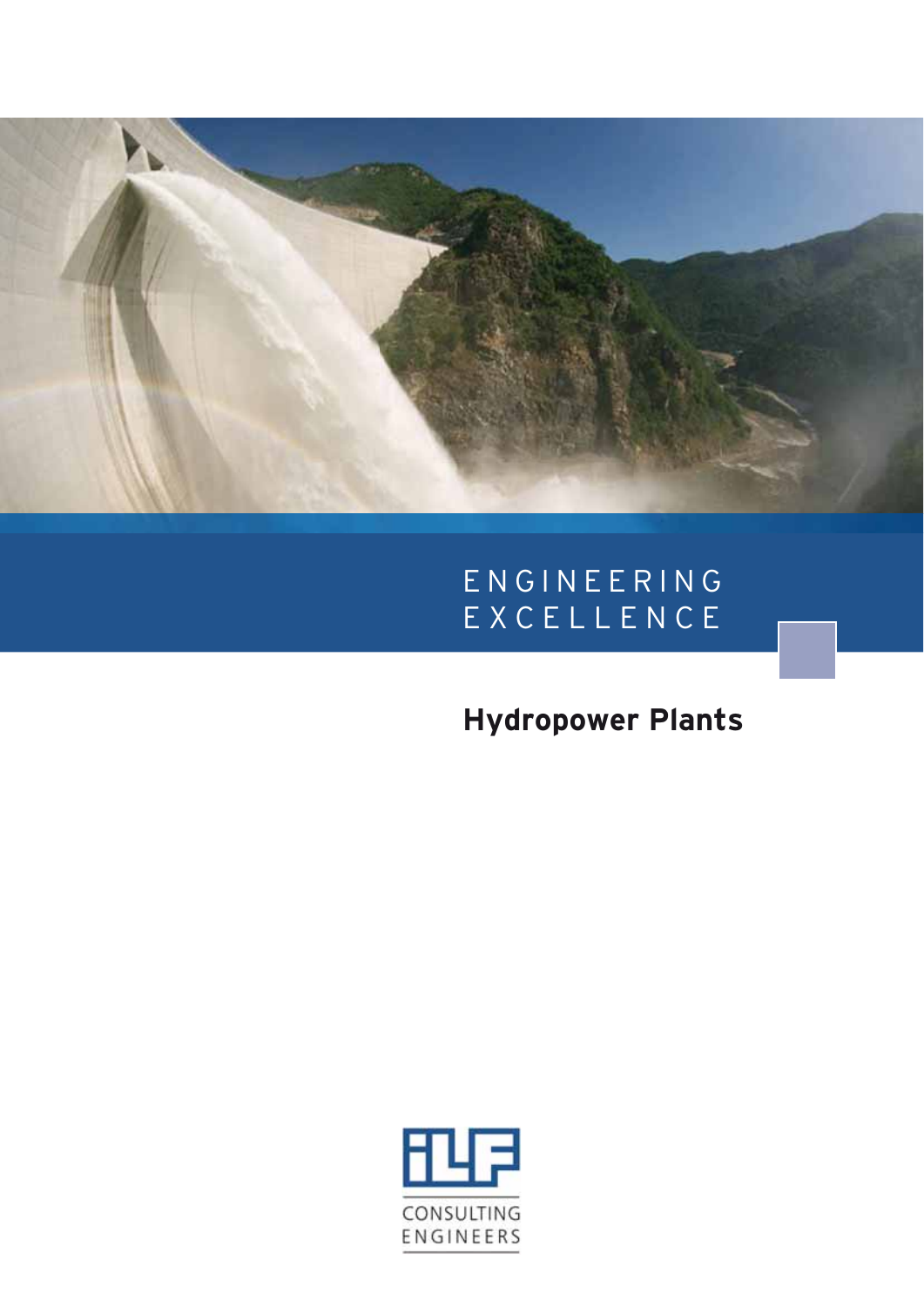ENGINEERING EXCELLENCE

# Hydropower Plants

ILF CONSULTING ENGINEERS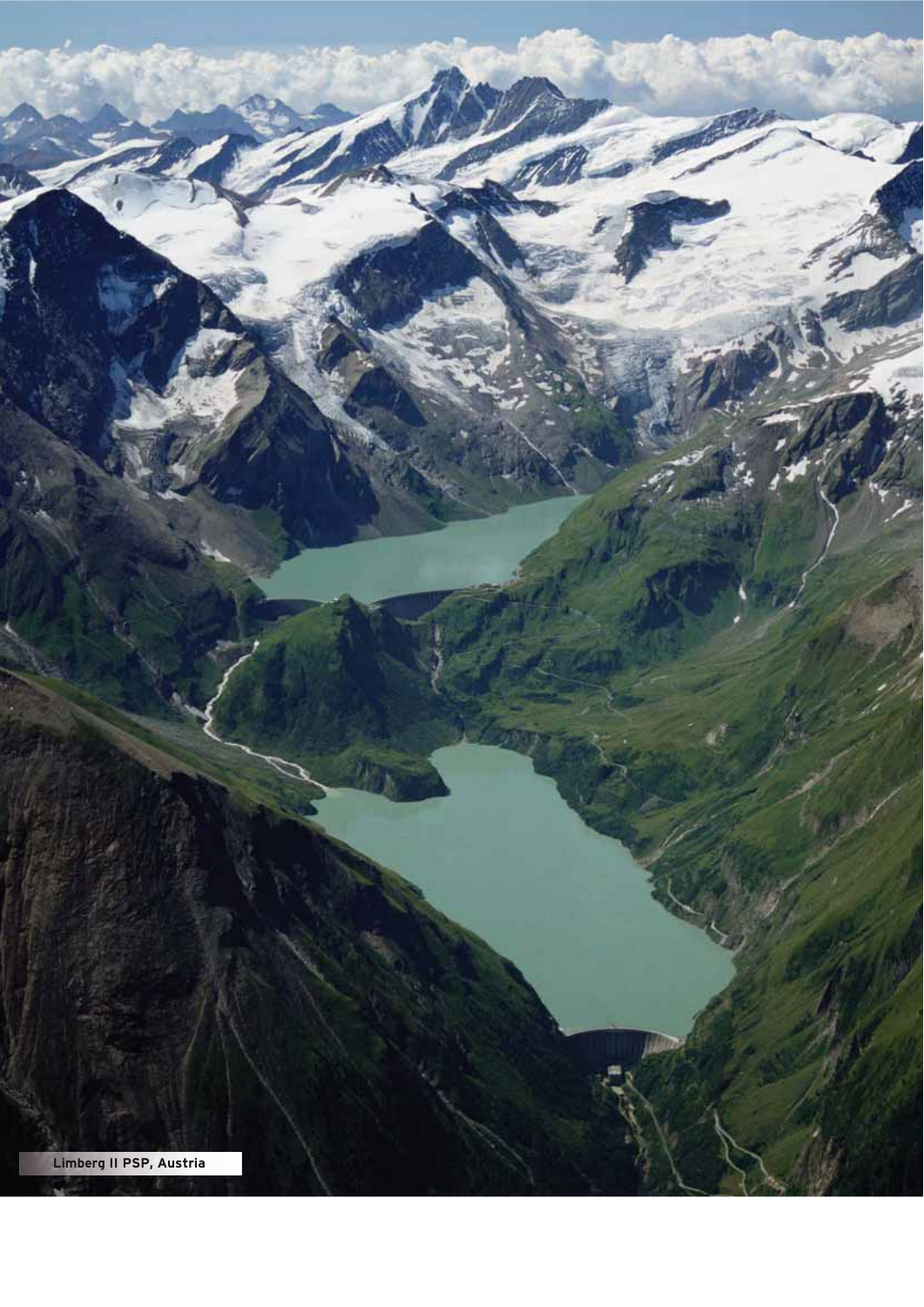Limberg II PSP, Austria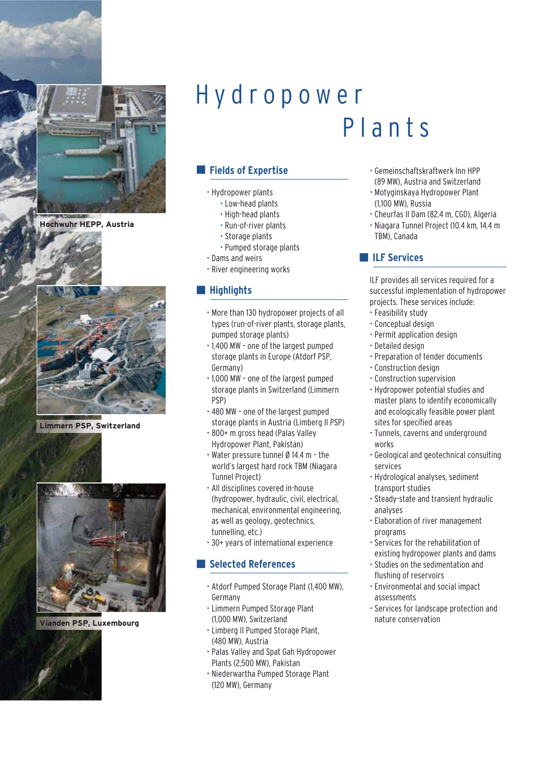# Hydropower Plants

Hochwuhr HEPP, Austria

Limmern PSP, Switzerland

Vianden PSP, Luxembourg

## Fields of Expertise

- Hydropower plants
  - Low-head plants
  - High-head plants
  - Run-of-river plants
  - Storage plants
  - Pumped storage plants
- Dams and weirs
- River engineering works

## Highlights

- More than 130 hydropower projects of all types (run-of-river plants, storage plants, pumped storage plants)
- 1,400 MW – one of the largest pumped storage plants in Europe (Atdorf PSP, Germany)
- 1,000 MW – one of the largest pumped storage plants in Switzerland (Limmern PSP)
- 480 MW – one of the largest pumped storage plants in Austria (Limberg II PSP)
- 800+ m gross head (Palas Valley Hydropower Plant, Pakistan)
- Water pressure tunnel Ø 14.4 m – the world's largest hard rock TBM (Niagara Tunnel Project)
- All disciplines covered in-house (hydropower, hydraulic, civil, electrical, mechanical, environmental engineering, as well as geology, geotechnics, tunnelling, etc.)
- 30+ years of international experience

## Selected References

- Atdorf Pumped Storage Plant (1,400 MW), Germany
- Limmern Pumped Storage Plant (1,000 MW), Switzerland
- Limberg II Pumped Storage Plant, (480 MW), Austria
- Palas Valley and Spat Gah Hydropower Plants (2,500 MW), Pakistan
- Niederwartha Pumped Storage Plant (120 MW), Germany
- Gemeinschaftskraftwerk Inn HPP (89 MW), Austria and Switzerland
- Motyginskaya Hydropower Plant (1,100 MW), Russia
- Cheurfas II Dam (82.4 m, CGD), Algeria
- Niagara Tunnel Project (10.4 km, 14.4 m TBM), Canada

## ILF Services

ILF provides all services required for a successful implementation of hydropower projects. These services include:

- Feasibility study
- Conceptual design
- Permit application design
- Detailed design
- Preparation of tender documents
- Construction design
- Construction supervision
- Hydropower potential studies and master plans to identify economically and ecologically feasible power plant sites for specified areas
- Tunnels, caverns and underground works
- Geological and geotechnical consulting services
- Hydrological analyses, sediment transport studies
- Steady-state and transient hydraulic analyses
- Elaboration of river management programs
- Services for the rehabilitation of existing hydropower plants and dams
- Studies on the sedimentation and flushing of reservoirs
- Environmental and social impact assessments
- Services for landscape protection and nature conservation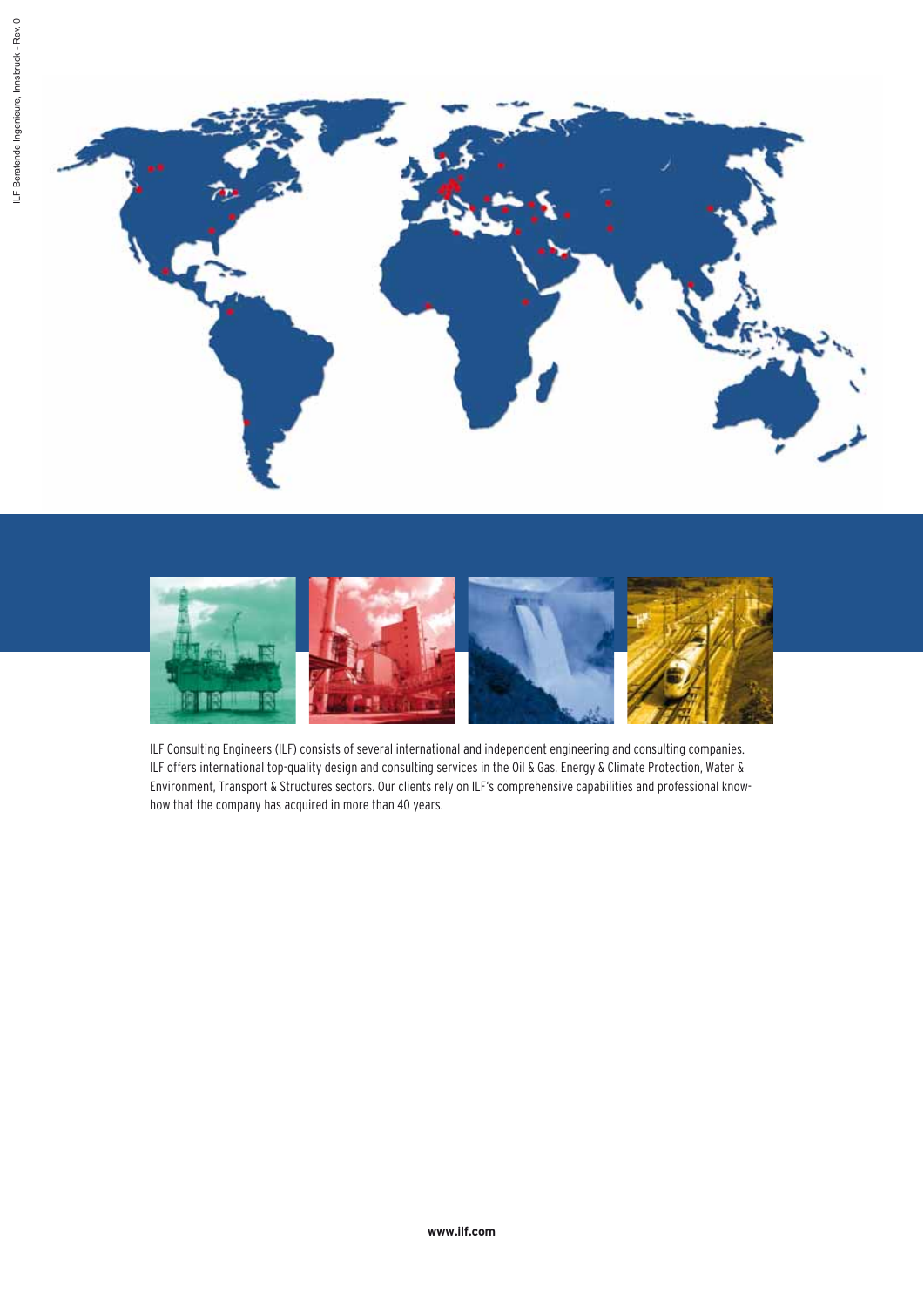ILF Consulting Engineers (ILF) consists of several international and independent engineering and consulting companies. ILF offers international top-quality design and consulting services in the Oil & Gas, Energy & Climate Protection, Water & Environment, Transport & Structures sectors. Our clients rely on ILF's comprehensive capabilities and professional know-how that the company has acquired in more than 40 years.

**www.ilf.com**